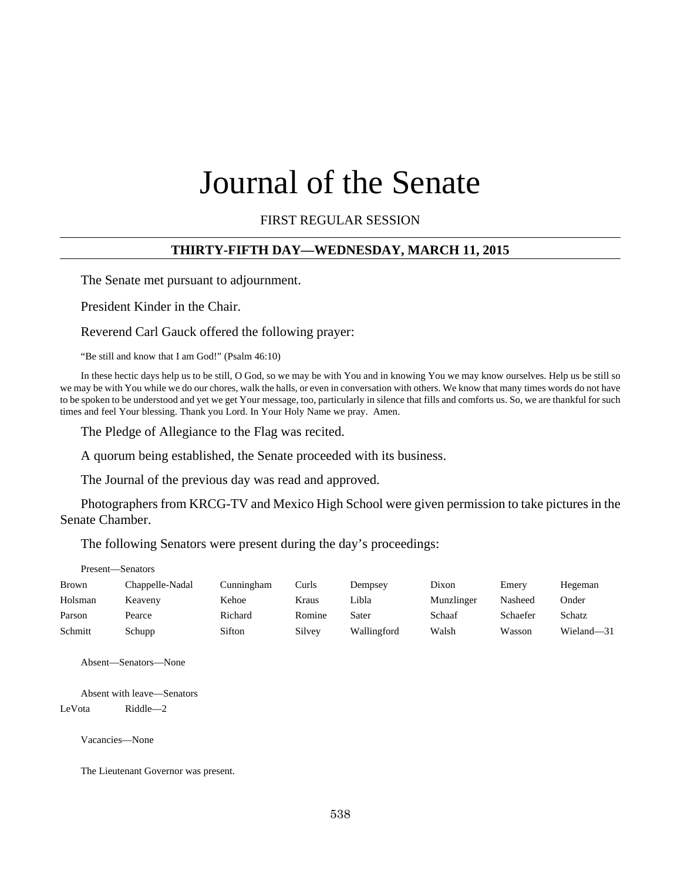# Journal of the Senate

FIRST REGULAR SESSION

## THIRTY-FIFTH DAY—WEDNESDAY, MARCH 11, 2015

The Senate met pursuant to adjournment.

President Kinder in the Chair.

Reverend Carl Gauck offered the following prayer:

"Be still and know that I am God!" (Psalm 46:10)

In these hectic days help us to be still, O God, so we may be with You and in knowing You we may know ourselves. Help us be still so we may be with You while we do our chores, walk the halls, or even in conversation with others. We know that many times words do not have to be spoken to be understood and yet we get Your message, too, particularly in silence that fills and comforts us. So, we are thankful for such times and feel Your blessing. Thank you Lord. In Your Holy Name we pray. Amen.

The Pledge of Allegiance to the Flag was recited.

A quorum being established, the Senate proceeded with its business.

The Journal of the previous day was read and approved.

Photographers from KRCG-TV and Mexico High School were given permission to take pictures in the Senate Chamber.

The following Senators were present during the day's proceedings:

Present—Senators

| | | | | | | | |
|---|---|---|---|---|---|---|---|
| Brown | Chappelle-Nadal | Cunningham | Curls | Dempsey | Dixon | Emery | Hegeman |
| Holsman | Keaveny | Kehoe | Kraus | Libla | Munzlinger | Nasheed | Onder |
| Parson | Pearce | Richard | Romine | Sater | Schaaf | Schaefer | Schatz |
| Schmitt | Schupp | Sifton | Silvey | Wallingford | Walsh | Wasson | Wieland—31 |

Absent—Senators—None

Absent with leave—Senators

| | |
|---|---|
| LeVota | Riddle—2 |

Vacancies—None

The Lieutenant Governor was present.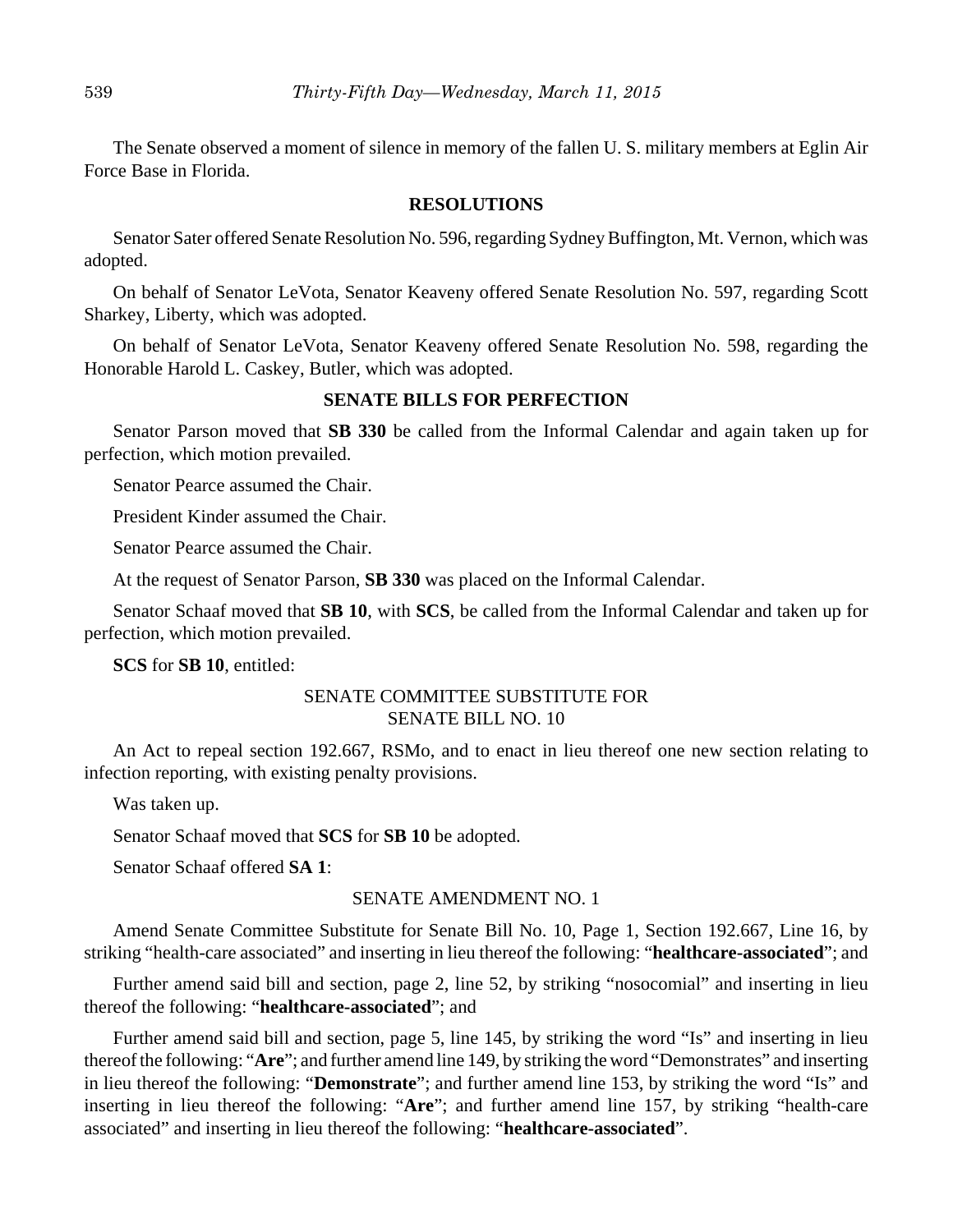The Senate observed a moment of silence in memory of the fallen U. S. military members at Eglin Air Force Base in Florida.

## RESOLUTIONS

Senator Sater offered Senate Resolution No. 596, regarding Sydney Buffington, Mt. Vernon, which was adopted.

On behalf of Senator LeVota, Senator Keaveny offered Senate Resolution No. 597, regarding Scott Sharkey, Liberty, which was adopted.

On behalf of Senator LeVota, Senator Keaveny offered Senate Resolution No. 598, regarding the Honorable Harold L. Caskey, Butler, which was adopted.

## SENATE BILLS FOR PERFECTION

Senator Parson moved that **SB 330** be called from the Informal Calendar and again taken up for perfection, which motion prevailed.

Senator Pearce assumed the Chair.

President Kinder assumed the Chair.

Senator Pearce assumed the Chair.

At the request of Senator Parson, **SB 330** was placed on the Informal Calendar.

Senator Schaaf moved that **SB 10**, with **SCS**, be called from the Informal Calendar and taken up for perfection, which motion prevailed.

**SCS** for **SB 10**, entitled:

SENATE COMMITTEE SUBSTITUTE FOR
SENATE BILL NO. 10

An Act to repeal section 192.667, RSMo, and to enact in lieu thereof one new section relating to infection reporting, with existing penalty provisions.

Was taken up.

Senator Schaaf moved that **SCS** for **SB 10** be adopted.

Senator Schaaf offered **SA 1**:

SENATE AMENDMENT NO. 1

Amend Senate Committee Substitute for Senate Bill No. 10, Page 1, Section 192.667, Line 16, by striking "health-care associated" and inserting in lieu thereof the following: "**healthcare-associated**"; and

Further amend said bill and section, page 2, line 52, by striking "nosocomial" and inserting in lieu thereof the following: "**healthcare-associated**"; and

Further amend said bill and section, page 5, line 145, by striking the word "Is" and inserting in lieu thereof the following: "**Are**"; and further amend line 149, by striking the word "Demonstrates" and inserting in lieu thereof the following: "**Demonstrate**"; and further amend line 153, by striking the word "Is" and inserting in lieu thereof the following: "**Are**"; and further amend line 157, by striking "health-care associated" and inserting in lieu thereof the following: "**healthcare-associated**".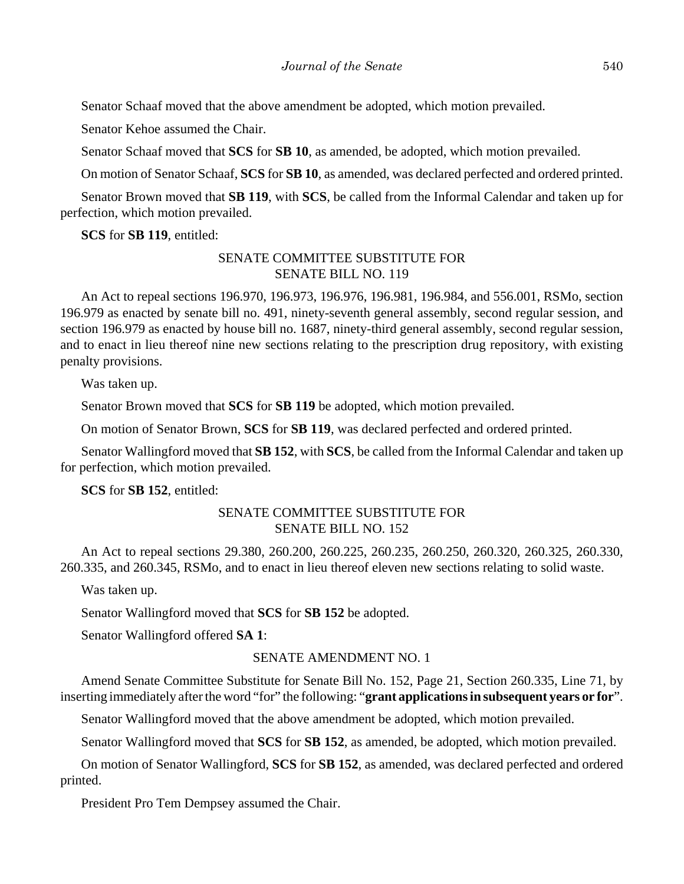Senator Schaaf moved that the above amendment be adopted, which motion prevailed.

Senator Kehoe assumed the Chair.

Senator Schaaf moved that **SCS** for **SB 10**, as amended, be adopted, which motion prevailed.

On motion of Senator Schaaf, **SCS** for **SB 10**, as amended, was declared perfected and ordered printed.

Senator Brown moved that **SB 119**, with **SCS**, be called from the Informal Calendar and taken up for perfection, which motion prevailed.

**SCS** for **SB 119**, entitled:

SENATE COMMITTEE SUBSTITUTE FOR
SENATE BILL NO. 119

An Act to repeal sections 196.970, 196.973, 196.976, 196.981, 196.984, and 556.001, RSMo, section 196.979 as enacted by senate bill no. 491, ninety-seventh general assembly, second regular session, and section 196.979 as enacted by house bill no. 1687, ninety-third general assembly, second regular session, and to enact in lieu thereof nine new sections relating to the prescription drug repository, with existing penalty provisions.

Was taken up.

Senator Brown moved that **SCS** for **SB 119** be adopted, which motion prevailed.

On motion of Senator Brown, **SCS** for **SB 119**, was declared perfected and ordered printed.

Senator Wallingford moved that **SB 152**, with **SCS**, be called from the Informal Calendar and taken up for perfection, which motion prevailed.

**SCS** for **SB 152**, entitled:

SENATE COMMITTEE SUBSTITUTE FOR
SENATE BILL NO. 152

An Act to repeal sections 29.380, 260.200, 260.225, 260.235, 260.250, 260.320, 260.325, 260.330, 260.335, and 260.345, RSMo, and to enact in lieu thereof eleven new sections relating to solid waste.

Was taken up.

Senator Wallingford moved that **SCS** for **SB 152** be adopted.

Senator Wallingford offered **SA 1**:

SENATE AMENDMENT NO. 1

Amend Senate Committee Substitute for Senate Bill No. 152, Page 21, Section 260.335, Line 71, by inserting immediately after the word "for" the following: "**grant applications in subsequent years or for**".

Senator Wallingford moved that the above amendment be adopted, which motion prevailed.

Senator Wallingford moved that **SCS** for **SB 152**, as amended, be adopted, which motion prevailed.

On motion of Senator Wallingford, **SCS** for **SB 152**, as amended, was declared perfected and ordered printed.

President Pro Tem Dempsey assumed the Chair.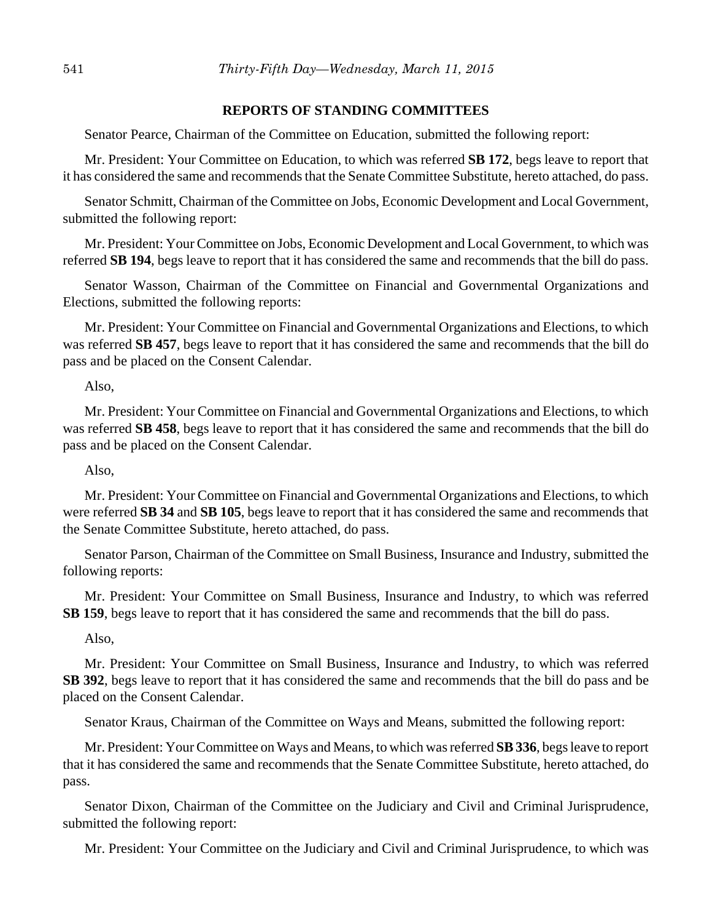## REPORTS OF STANDING COMMITTEES

Senator Pearce, Chairman of the Committee on Education, submitted the following report:

Mr. President: Your Committee on Education, to which was referred **SB 172**, begs leave to report that it has considered the same and recommends that the Senate Committee Substitute, hereto attached, do pass.

Senator Schmitt, Chairman of the Committee on Jobs, Economic Development and Local Government, submitted the following report:

Mr. President: Your Committee on Jobs, Economic Development and Local Government, to which was referred **SB 194**, begs leave to report that it has considered the same and recommends that the bill do pass.

Senator Wasson, Chairman of the Committee on Financial and Governmental Organizations and Elections, submitted the following reports:

Mr. President: Your Committee on Financial and Governmental Organizations and Elections, to which was referred **SB 457**, begs leave to report that it has considered the same and recommends that the bill do pass and be placed on the Consent Calendar.

Also,

Mr. President: Your Committee on Financial and Governmental Organizations and Elections, to which was referred **SB 458**, begs leave to report that it has considered the same and recommends that the bill do pass and be placed on the Consent Calendar.

Also,

Mr. President: Your Committee on Financial and Governmental Organizations and Elections, to which were referred **SB 34** and **SB 105**, begs leave to report that it has considered the same and recommends that the Senate Committee Substitute, hereto attached, do pass.

Senator Parson, Chairman of the Committee on Small Business, Insurance and Industry, submitted the following reports:

Mr. President: Your Committee on Small Business, Insurance and Industry, to which was referred **SB 159**, begs leave to report that it has considered the same and recommends that the bill do pass.

Also,

Mr. President: Your Committee on Small Business, Insurance and Industry, to which was referred **SB 392**, begs leave to report that it has considered the same and recommends that the bill do pass and be placed on the Consent Calendar.

Senator Kraus, Chairman of the Committee on Ways and Means, submitted the following report:

Mr. President: Your Committee on Ways and Means, to which was referred **SB 336**, begs leave to report that it has considered the same and recommends that the Senate Committee Substitute, hereto attached, do pass.

Senator Dixon, Chairman of the Committee on the Judiciary and Civil and Criminal Jurisprudence, submitted the following report:

Mr. President: Your Committee on the Judiciary and Civil and Criminal Jurisprudence, to which was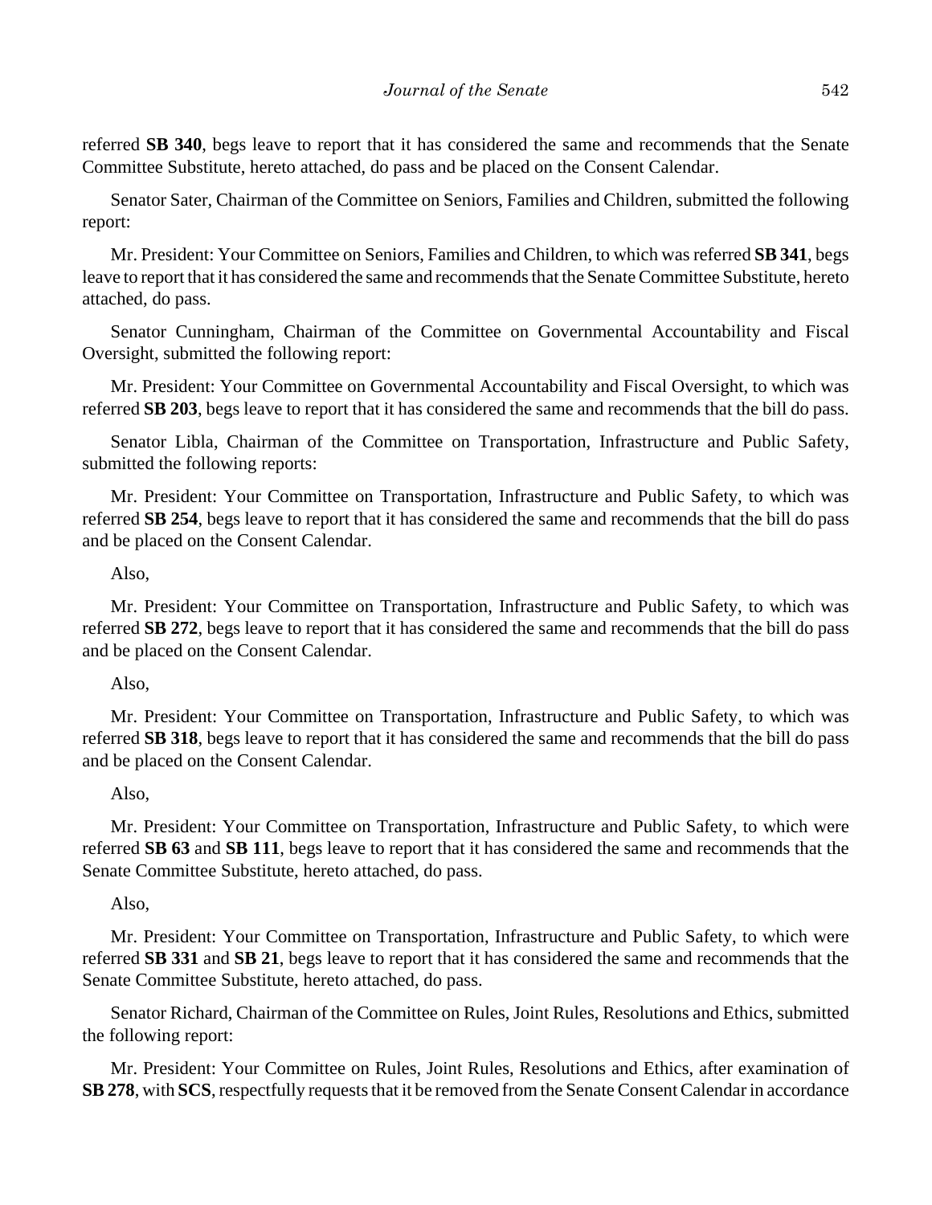referred **SB 340**, begs leave to report that it has considered the same and recommends that the Senate Committee Substitute, hereto attached, do pass and be placed on the Consent Calendar.

Senator Sater, Chairman of the Committee on Seniors, Families and Children, submitted the following report:

Mr. President: Your Committee on Seniors, Families and Children, to which was referred **SB 341**, begs leave to report that it has considered the same and recommends that the Senate Committee Substitute, hereto attached, do pass.

Senator Cunningham, Chairman of the Committee on Governmental Accountability and Fiscal Oversight, submitted the following report:

Mr. President: Your Committee on Governmental Accountability and Fiscal Oversight, to which was referred **SB 203**, begs leave to report that it has considered the same and recommends that the bill do pass.

Senator Libla, Chairman of the Committee on Transportation, Infrastructure and Public Safety, submitted the following reports:

Mr. President: Your Committee on Transportation, Infrastructure and Public Safety, to which was referred **SB 254**, begs leave to report that it has considered the same and recommends that the bill do pass and be placed on the Consent Calendar.

Also,

Mr. President: Your Committee on Transportation, Infrastructure and Public Safety, to which was referred **SB 272**, begs leave to report that it has considered the same and recommends that the bill do pass and be placed on the Consent Calendar.

Also,

Mr. President: Your Committee on Transportation, Infrastructure and Public Safety, to which was referred **SB 318**, begs leave to report that it has considered the same and recommends that the bill do pass and be placed on the Consent Calendar.

Also,

Mr. President: Your Committee on Transportation, Infrastructure and Public Safety, to which were referred **SB 63** and **SB 111**, begs leave to report that it has considered the same and recommends that the Senate Committee Substitute, hereto attached, do pass.

Also,

Mr. President: Your Committee on Transportation, Infrastructure and Public Safety, to which were referred **SB 331** and **SB 21**, begs leave to report that it has considered the same and recommends that the Senate Committee Substitute, hereto attached, do pass.

Senator Richard, Chairman of the Committee on Rules, Joint Rules, Resolutions and Ethics, submitted the following report:

Mr. President: Your Committee on Rules, Joint Rules, Resolutions and Ethics, after examination of **SB 278**, with **SCS**, respectfully requests that it be removed from the Senate Consent Calendar in accordance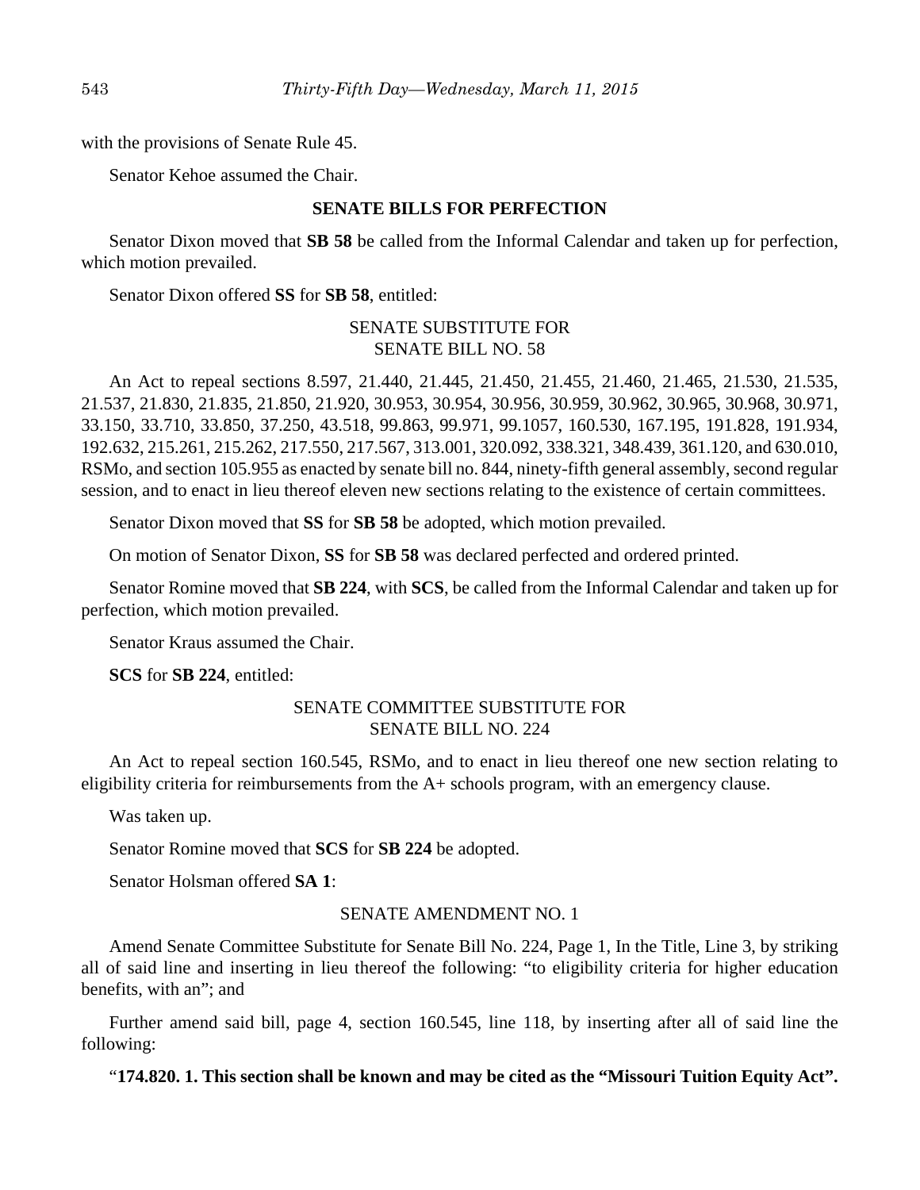with the provisions of Senate Rule 45.

Senator Kehoe assumed the Chair.

## SENATE BILLS FOR PERFECTION

Senator Dixon moved that **SB 58** be called from the Informal Calendar and taken up for perfection, which motion prevailed.

Senator Dixon offered **SS** for **SB 58**, entitled:

SENATE SUBSTITUTE FOR
SENATE BILL NO. 58

An Act to repeal sections 8.597, 21.440, 21.445, 21.450, 21.455, 21.460, 21.465, 21.530, 21.535, 21.537, 21.830, 21.835, 21.850, 21.920, 30.953, 30.954, 30.956, 30.959, 30.962, 30.965, 30.968, 30.971, 33.150, 33.710, 33.850, 37.250, 43.518, 99.863, 99.971, 99.1057, 160.530, 167.195, 191.828, 191.934, 192.632, 215.261, 215.262, 217.550, 217.567, 313.001, 320.092, 338.321, 348.439, 361.120, and 630.010, RSMo, and section 105.955 as enacted by senate bill no. 844, ninety-fifth general assembly, second regular session, and to enact in lieu thereof eleven new sections relating to the existence of certain committees.

Senator Dixon moved that **SS** for **SB 58** be adopted, which motion prevailed.

On motion of Senator Dixon, **SS** for **SB 58** was declared perfected and ordered printed.

Senator Romine moved that **SB 224**, with **SCS**, be called from the Informal Calendar and taken up for perfection, which motion prevailed.

Senator Kraus assumed the Chair.

**SCS** for **SB 224**, entitled:

SENATE COMMITTEE SUBSTITUTE FOR
SENATE BILL NO. 224

An Act to repeal section 160.545, RSMo, and to enact in lieu thereof one new section relating to eligibility criteria for reimbursements from the A+ schools program, with an emergency clause.

Was taken up.

Senator Romine moved that **SCS** for **SB 224** be adopted.

Senator Holsman offered **SA 1**:

SENATE AMENDMENT NO. 1

Amend Senate Committee Substitute for Senate Bill No. 224, Page 1, In the Title, Line 3, by striking all of said line and inserting in lieu thereof the following: "to eligibility criteria for higher education benefits, with an"; and

Further amend said bill, page 4, section 160.545, line 118, by inserting after all of said line the following:

"**174.820. 1. This section shall be known and may be cited as the "Missouri Tuition Equity Act".**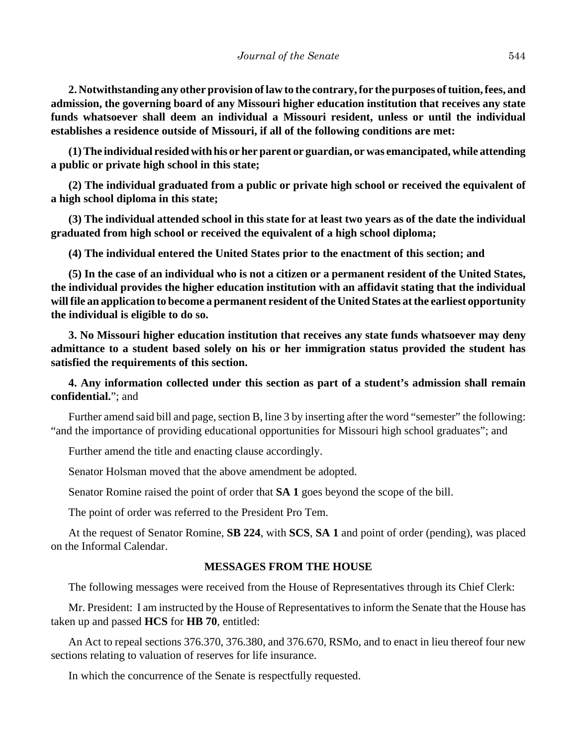**2. Notwithstanding any other provision of law to the contrary, for the purposes of tuition, fees, and admission, the governing board of any Missouri higher education institution that receives any state funds whatsoever shall deem an individual a Missouri resident, unless or until the individual establishes a residence outside of Missouri, if all of the following conditions are met:**

**(1) The individual resided with his or her parent or guardian, or was emancipated, while attending a public or private high school in this state;**

**(2) The individual graduated from a public or private high school or received the equivalent of a high school diploma in this state;**

**(3) The individual attended school in this state for at least two years as of the date the individual graduated from high school or received the equivalent of a high school diploma;**

**(4) The individual entered the United States prior to the enactment of this section; and**

**(5) In the case of an individual who is not a citizen or a permanent resident of the United States, the individual provides the higher education institution with an affidavit stating that the individual will file an application to become a permanent resident of the United States at the earliest opportunity the individual is eligible to do so.**

**3. No Missouri higher education institution that receives any state funds whatsoever may deny admittance to a student based solely on his or her immigration status provided the student has satisfied the requirements of this section.**

**4. Any information collected under this section as part of a student's admission shall remain confidential.**"; and

Further amend said bill and page, section B, line 3 by inserting after the word "semester" the following: "and the importance of providing educational opportunities for Missouri high school graduates"; and

Further amend the title and enacting clause accordingly.

Senator Holsman moved that the above amendment be adopted.

Senator Romine raised the point of order that **SA 1** goes beyond the scope of the bill.

The point of order was referred to the President Pro Tem.

At the request of Senator Romine, **SB 224**, with **SCS**, **SA 1** and point of order (pending), was placed on the Informal Calendar.

## MESSAGES FROM THE HOUSE

The following messages were received from the House of Representatives through its Chief Clerk:

Mr. President: I am instructed by the House of Representatives to inform the Senate that the House has taken up and passed **HCS** for **HB 70**, entitled:

An Act to repeal sections 376.370, 376.380, and 376.670, RSMo, and to enact in lieu thereof four new sections relating to valuation of reserves for life insurance.

In which the concurrence of the Senate is respectfully requested.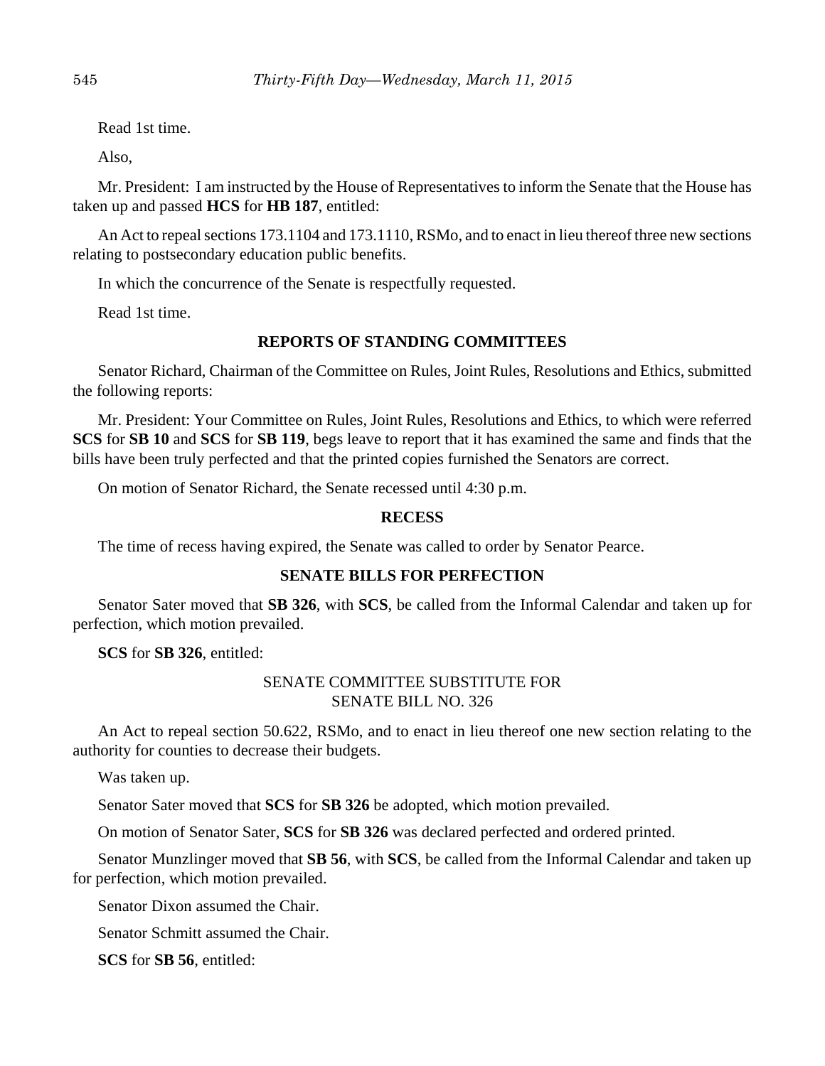Read 1st time.

Also,

Mr. President: I am instructed by the House of Representatives to inform the Senate that the House has taken up and passed **HCS** for **HB 187**, entitled:

An Act to repeal sections 173.1104 and 173.1110, RSMo, and to enact in lieu thereof three new sections relating to postsecondary education public benefits.

In which the concurrence of the Senate is respectfully requested.

Read 1st time.

## REPORTS OF STANDING COMMITTEES

Senator Richard, Chairman of the Committee on Rules, Joint Rules, Resolutions and Ethics, submitted the following reports:

Mr. President: Your Committee on Rules, Joint Rules, Resolutions and Ethics, to which were referred **SCS** for **SB 10** and **SCS** for **SB 119**, begs leave to report that it has examined the same and finds that the bills have been truly perfected and that the printed copies furnished the Senators are correct.

On motion of Senator Richard, the Senate recessed until 4:30 p.m.

## RECESS

The time of recess having expired, the Senate was called to order by Senator Pearce.

## SENATE BILLS FOR PERFECTION

Senator Sater moved that **SB 326**, with **SCS**, be called from the Informal Calendar and taken up for perfection, which motion prevailed.

**SCS** for **SB 326**, entitled:

SENATE COMMITTEE SUBSTITUTE FOR
SENATE BILL NO. 326

An Act to repeal section 50.622, RSMo, and to enact in lieu thereof one new section relating to the authority for counties to decrease their budgets.

Was taken up.

Senator Sater moved that **SCS** for **SB 326** be adopted, which motion prevailed.

On motion of Senator Sater, **SCS** for **SB 326** was declared perfected and ordered printed.

Senator Munzlinger moved that **SB 56**, with **SCS**, be called from the Informal Calendar and taken up for perfection, which motion prevailed.

Senator Dixon assumed the Chair.

Senator Schmitt assumed the Chair.

**SCS** for **SB 56**, entitled: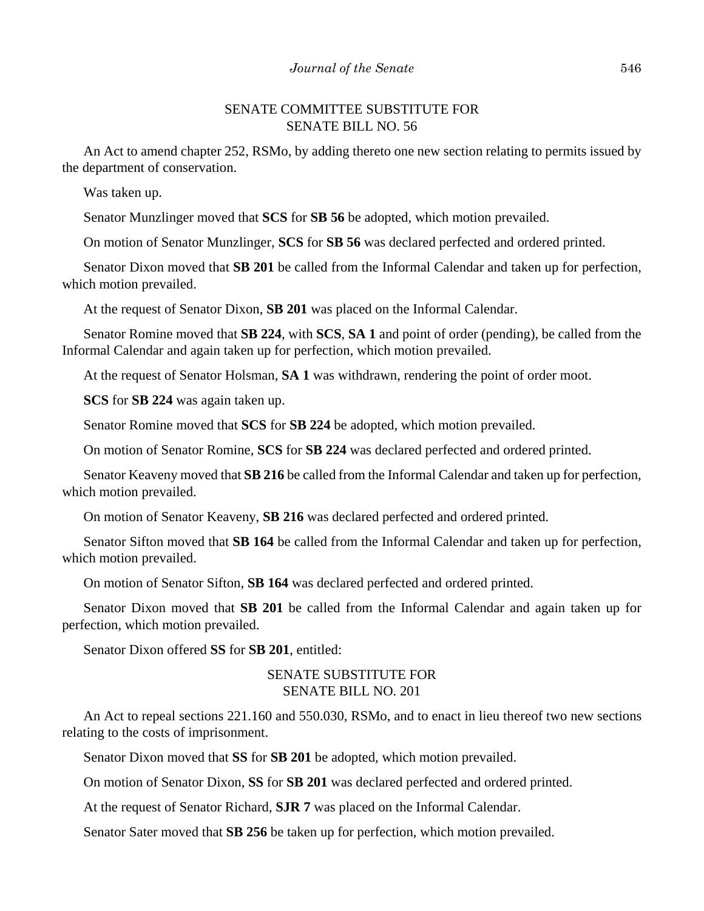SENATE COMMITTEE SUBSTITUTE FOR
SENATE BILL NO. 56

An Act to amend chapter 252, RSMo, by adding thereto one new section relating to permits issued by the department of conservation.

Was taken up.

Senator Munzlinger moved that **SCS** for **SB 56** be adopted, which motion prevailed.

On motion of Senator Munzlinger, **SCS** for **SB 56** was declared perfected and ordered printed.

Senator Dixon moved that **SB 201** be called from the Informal Calendar and taken up for perfection, which motion prevailed.

At the request of Senator Dixon, **SB 201** was placed on the Informal Calendar.

Senator Romine moved that **SB 224**, with **SCS**, **SA 1** and point of order (pending), be called from the Informal Calendar and again taken up for perfection, which motion prevailed.

At the request of Senator Holsman, **SA 1** was withdrawn, rendering the point of order moot.

**SCS** for **SB 224** was again taken up.

Senator Romine moved that **SCS** for **SB 224** be adopted, which motion prevailed.

On motion of Senator Romine, **SCS** for **SB 224** was declared perfected and ordered printed.

Senator Keaveny moved that **SB 216** be called from the Informal Calendar and taken up for perfection, which motion prevailed.

On motion of Senator Keaveny, **SB 216** was declared perfected and ordered printed.

Senator Sifton moved that **SB 164** be called from the Informal Calendar and taken up for perfection, which motion prevailed.

On motion of Senator Sifton, **SB 164** was declared perfected and ordered printed.

Senator Dixon moved that **SB 201** be called from the Informal Calendar and again taken up for perfection, which motion prevailed.

Senator Dixon offered **SS** for **SB 201**, entitled:

SENATE SUBSTITUTE FOR
SENATE BILL NO. 201

An Act to repeal sections 221.160 and 550.030, RSMo, and to enact in lieu thereof two new sections relating to the costs of imprisonment.

Senator Dixon moved that **SS** for **SB 201** be adopted, which motion prevailed.

On motion of Senator Dixon, **SS** for **SB 201** was declared perfected and ordered printed.

At the request of Senator Richard, **SJR 7** was placed on the Informal Calendar.

Senator Sater moved that **SB 256** be taken up for perfection, which motion prevailed.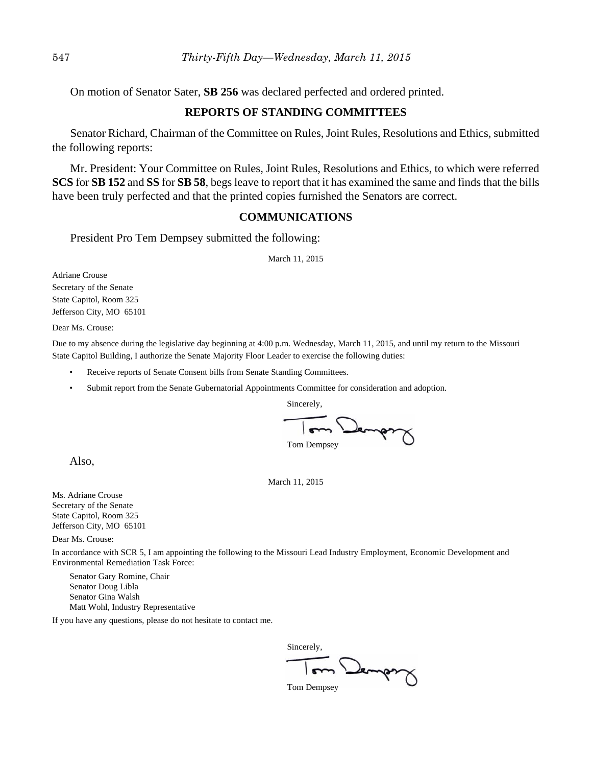On motion of Senator Sater, **SB 256** was declared perfected and ordered printed.

## REPORTS OF STANDING COMMITTEES

Senator Richard, Chairman of the Committee on Rules, Joint Rules, Resolutions and Ethics, submitted the following reports:

Mr. President: Your Committee on Rules, Joint Rules, Resolutions and Ethics, to which were referred **SCS** for **SB 152** and **SS** for **SB 58**, begs leave to report that it has examined the same and finds that the bills have been truly perfected and that the printed copies furnished the Senators are correct.

## COMMUNICATIONS

President Pro Tem Dempsey submitted the following:

March 11, 2015

Adriane Crouse
Secretary of the Senate
State Capitol, Room 325
Jefferson City, MO 65101

Dear Ms. Crouse:

Due to my absence during the legislative day beginning at 4:00 p.m. Wednesday, March 11, 2015, and until my return to the Missouri State Capitol Building, I authorize the Senate Majority Floor Leader to exercise the following duties:

- Receive reports of Senate Consent bills from Senate Standing Committees.
- Submit report from the Senate Gubernatorial Appointments Committee for consideration and adoption.

Sincerely,

Tom Dempsey

Also,

March 11, 2015

Ms. Adriane Crouse
Secretary of the Senate
State Capitol, Room 325
Jefferson City, MO 65101

Dear Ms. Crouse:

In accordance with SCR 5, I am appointing the following to the Missouri Lead Industry Employment, Economic Development and Environmental Remediation Task Force:

Senator Gary Romine, Chair
Senator Doug Libla
Senator Gina Walsh
Matt Wohl, Industry Representative

If you have any questions, please do not hesitate to contact me.

Sincerely,

Tom Dempsey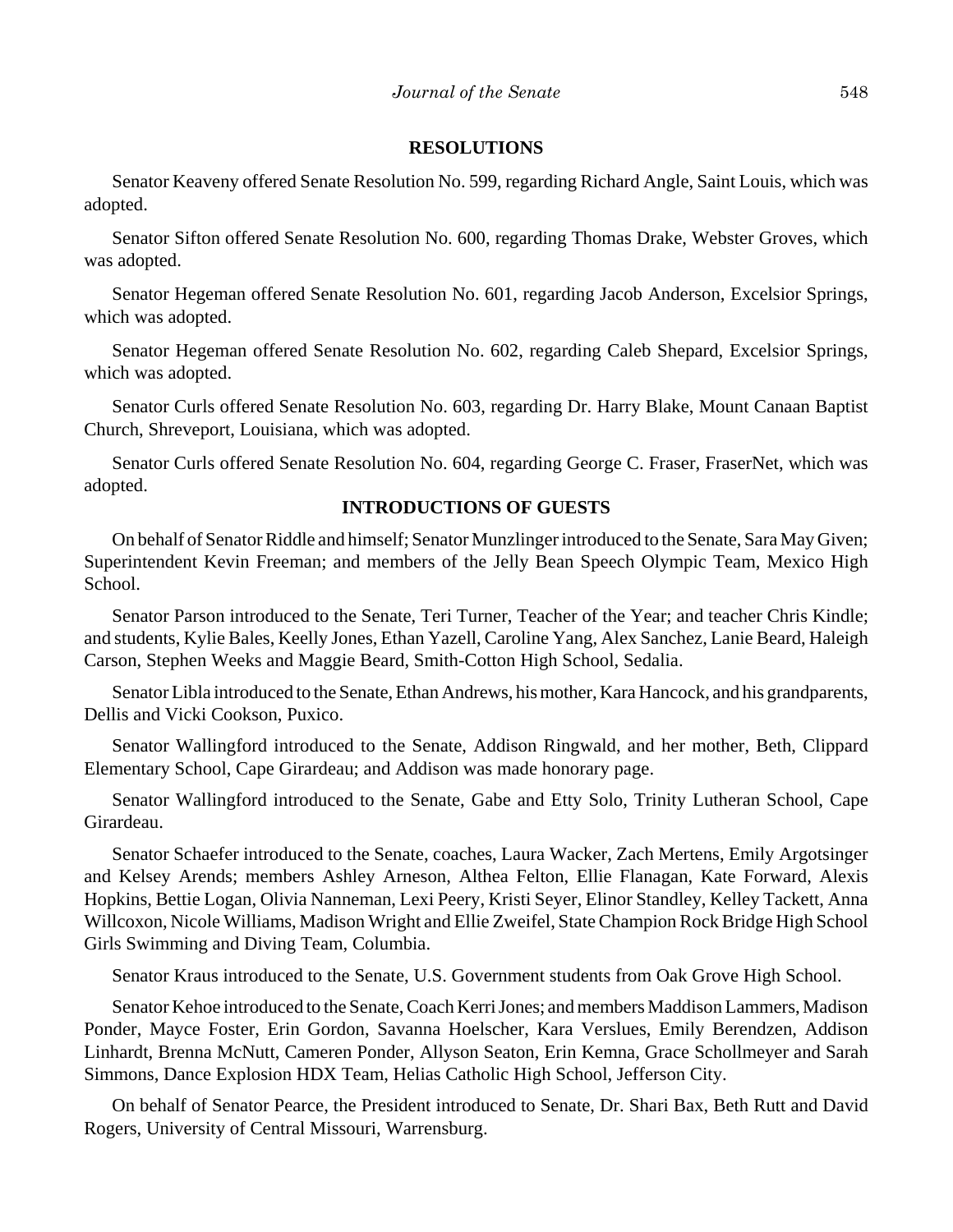## RESOLUTIONS

Senator Keaveny offered Senate Resolution No. 599, regarding Richard Angle, Saint Louis, which was adopted.

Senator Sifton offered Senate Resolution No. 600, regarding Thomas Drake, Webster Groves, which was adopted.

Senator Hegeman offered Senate Resolution No. 601, regarding Jacob Anderson, Excelsior Springs, which was adopted.

Senator Hegeman offered Senate Resolution No. 602, regarding Caleb Shepard, Excelsior Springs, which was adopted.

Senator Curls offered Senate Resolution No. 603, regarding Dr. Harry Blake, Mount Canaan Baptist Church, Shreveport, Louisiana, which was adopted.

Senator Curls offered Senate Resolution No. 604, regarding George C. Fraser, FraserNet, which was adopted.

## INTRODUCTIONS OF GUESTS

On behalf of Senator Riddle and himself; Senator Munzlinger introduced to the Senate, Sara May Given; Superintendent Kevin Freeman; and members of the Jelly Bean Speech Olympic Team, Mexico High School.

Senator Parson introduced to the Senate, Teri Turner, Teacher of the Year; and teacher Chris Kindle; and students, Kylie Bales, Keelly Jones, Ethan Yazell, Caroline Yang, Alex Sanchez, Lanie Beard, Haleigh Carson, Stephen Weeks and Maggie Beard, Smith-Cotton High School, Sedalia.

Senator Libla introduced to the Senate, Ethan Andrews, his mother, Kara Hancock, and his grandparents, Dellis and Vicki Cookson, Puxico.

Senator Wallingford introduced to the Senate, Addison Ringwald, and her mother, Beth, Clippard Elementary School, Cape Girardeau; and Addison was made honorary page.

Senator Wallingford introduced to the Senate, Gabe and Etty Solo, Trinity Lutheran School, Cape Girardeau.

Senator Schaefer introduced to the Senate, coaches, Laura Wacker, Zach Mertens, Emily Argotsinger and Kelsey Arends; members Ashley Arneson, Althea Felton, Ellie Flanagan, Kate Forward, Alexis Hopkins, Bettie Logan, Olivia Nanneman, Lexi Peery, Kristi Seyer, Elinor Standley, Kelley Tackett, Anna Willcoxon, Nicole Williams, Madison Wright and Ellie Zweifel, State Champion Rock Bridge High School Girls Swimming and Diving Team, Columbia.

Senator Kraus introduced to the Senate, U.S. Government students from Oak Grove High School.

Senator Kehoe introduced to the Senate, Coach Kerri Jones; and members Maddison Lammers, Madison Ponder, Mayce Foster, Erin Gordon, Savanna Hoelscher, Kara Verslues, Emily Berendzen, Addison Linhardt, Brenna McNutt, Cameren Ponder, Allyson Seaton, Erin Kemna, Grace Schollmeyer and Sarah Simmons, Dance Explosion HDX Team, Helias Catholic High School, Jefferson City.

On behalf of Senator Pearce, the President introduced to Senate, Dr. Shari Bax, Beth Rutt and David Rogers, University of Central Missouri, Warrensburg.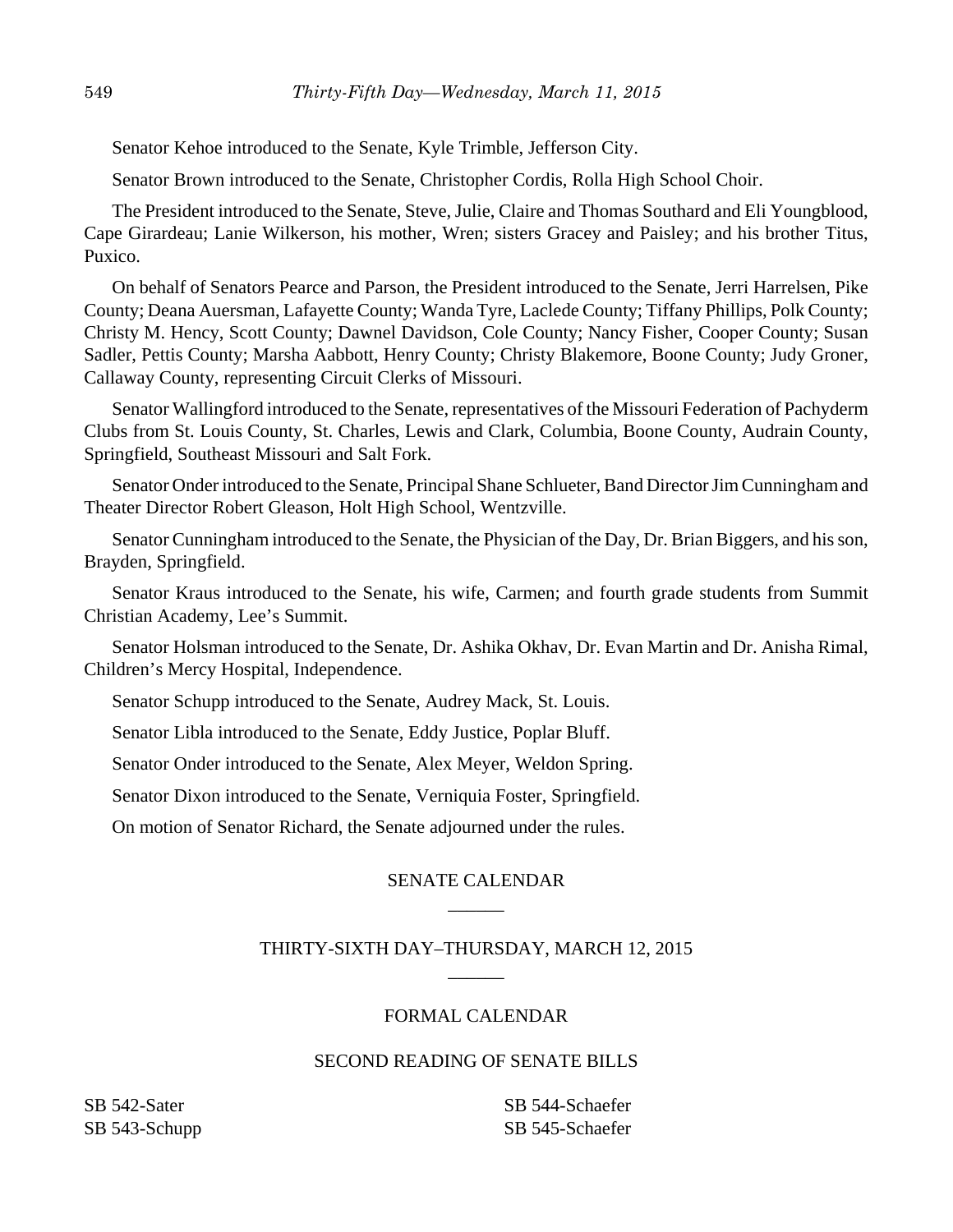Senator Kehoe introduced to the Senate, Kyle Trimble, Jefferson City.

Senator Brown introduced to the Senate, Christopher Cordis, Rolla High School Choir.

The President introduced to the Senate, Steve, Julie, Claire and Thomas Southard and Eli Youngblood, Cape Girardeau; Lanie Wilkerson, his mother, Wren; sisters Gracey and Paisley; and his brother Titus, Puxico.

On behalf of Senators Pearce and Parson, the President introduced to the Senate, Jerri Harrelsen, Pike County; Deana Auersman, Lafayette County; Wanda Tyre, Laclede County; Tiffany Phillips, Polk County; Christy M. Hency, Scott County; Dawnel Davidson, Cole County; Nancy Fisher, Cooper County; Susan Sadler, Pettis County; Marsha Aabbott, Henry County; Christy Blakemore, Boone County; Judy Groner, Callaway County, representing Circuit Clerks of Missouri.

Senator Wallingford introduced to the Senate, representatives of the Missouri Federation of Pachyderm Clubs from St. Louis County, St. Charles, Lewis and Clark, Columbia, Boone County, Audrain County, Springfield, Southeast Missouri and Salt Fork.

Senator Onder introduced to the Senate, Principal Shane Schlueter, Band Director Jim Cunningham and Theater Director Robert Gleason, Holt High School, Wentzville.

Senator Cunningham introduced to the Senate, the Physician of the Day, Dr. Brian Biggers, and his son, Brayden, Springfield.

Senator Kraus introduced to the Senate, his wife, Carmen; and fourth grade students from Summit Christian Academy, Lee's Summit.

Senator Holsman introduced to the Senate, Dr. Ashika Okhav, Dr. Evan Martin and Dr. Anisha Rimal, Children's Mercy Hospital, Independence.

Senator Schupp introduced to the Senate, Audrey Mack, St. Louis.

Senator Libla introduced to the Senate, Eddy Justice, Poplar Bluff.

Senator Onder introduced to the Senate, Alex Meyer, Weldon Spring.

Senator Dixon introduced to the Senate, Verniquia Foster, Springfield.

On motion of Senator Richard, the Senate adjourned under the rules.

## SENATE CALENDAR

______

## THIRTY-SIXTH DAY–THURSDAY, MARCH 12, 2015

______

### FORMAL CALENDAR

### SECOND READING OF SENATE BILLS

SB 542-Sater
SB 543-Schupp
SB 544-Schaefer
SB 545-Schaefer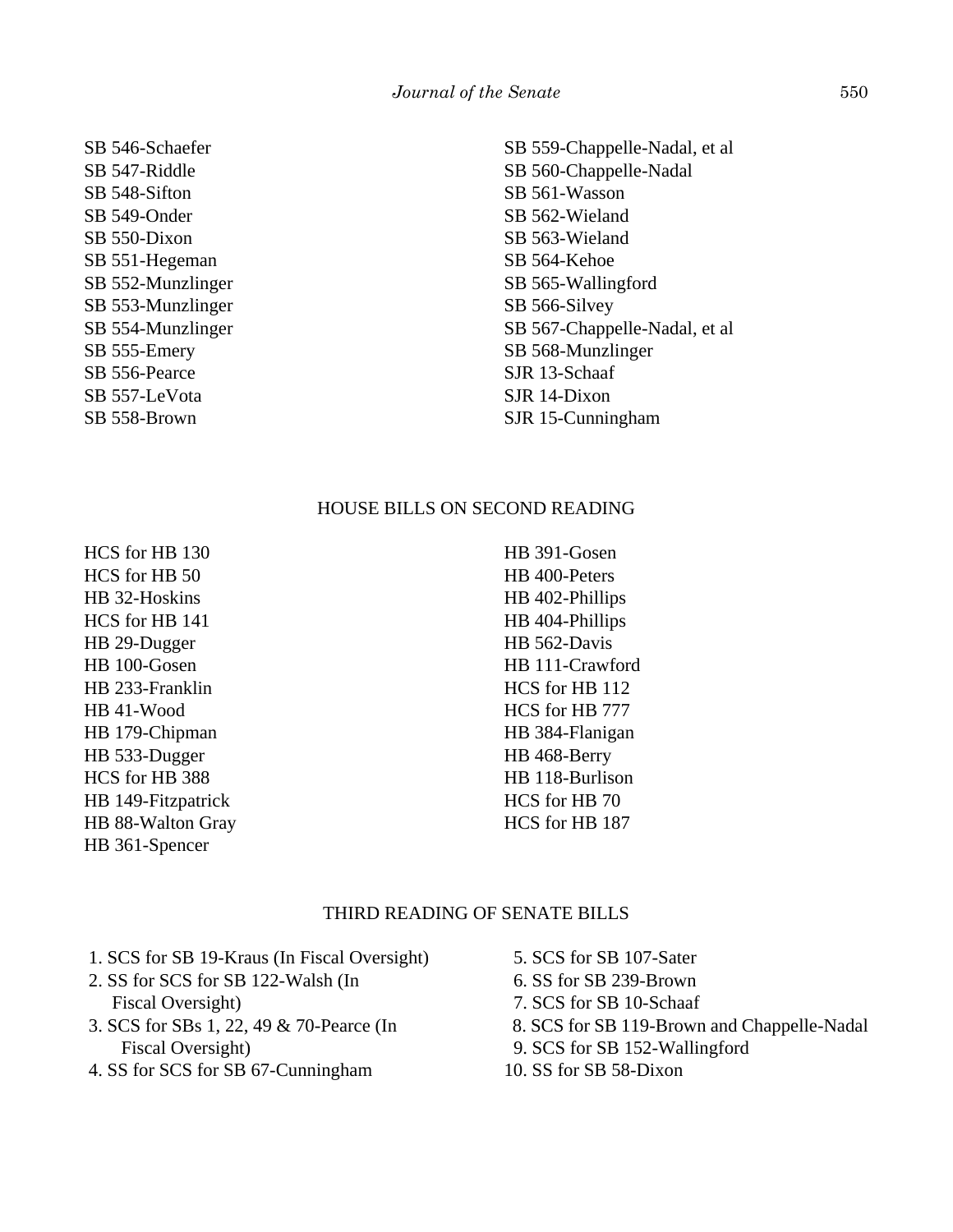SB 546-Schaefer
SB 547-Riddle
SB 548-Sifton
SB 549-Onder
SB 550-Dixon
SB 551-Hegeman
SB 552-Munzlinger
SB 553-Munzlinger
SB 554-Munzlinger
SB 555-Emery
SB 556-Pearce
SB 557-LeVota
SB 558-Brown
SB 559-Chappelle-Nadal, et al
SB 560-Chappelle-Nadal
SB 561-Wasson
SB 562-Wieland
SB 563-Wieland
SB 564-Kehoe
SB 565-Wallingford
SB 566-Silvey
SB 567-Chappelle-Nadal, et al
SB 568-Munzlinger
SJR 13-Schaaf
SJR 14-Dixon
SJR 15-Cunningham

## HOUSE BILLS ON SECOND READING

HCS for HB 130
HCS for HB 50
HB 32-Hoskins
HCS for HB 141
HB 29-Dugger
HB 100-Gosen
HB 233-Franklin
HB 41-Wood
HB 179-Chipman
HB 533-Dugger
HCS for HB 388
HB 149-Fitzpatrick
HB 88-Walton Gray
HB 361-Spencer
HB 391-Gosen
HB 400-Peters
HB 402-Phillips
HB 404-Phillips
HB 562-Davis
HB 111-Crawford
HCS for HB 112
HCS for HB 777
HB 384-Flanigan
HB 468-Berry
HB 118-Burlison
HCS for HB 70
HCS for HB 187

## THIRD READING OF SENATE BILLS

1. SCS for SB 19-Kraus (In Fiscal Oversight)
2. SS for SCS for SB 122-Walsh (In Fiscal Oversight)
3. SCS for SBs 1, 22, 49 & 70-Pearce (In Fiscal Oversight)
4. SS for SCS for SB 67-Cunningham
5. SCS for SB 107-Sater
6. SS for SB 239-Brown
7. SCS for SB 10-Schaaf
8. SCS for SB 119-Brown and Chappelle-Nadal
9. SCS for SB 152-Wallingford
10. SS for SB 58-Dixon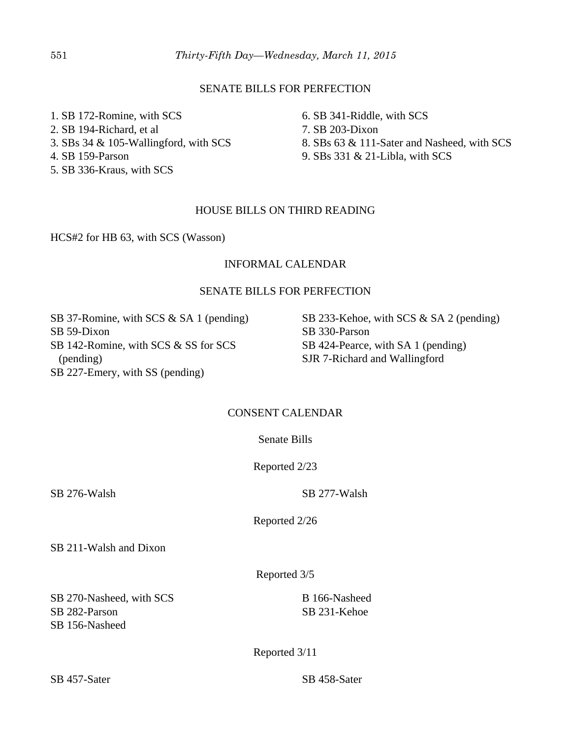## SENATE BILLS FOR PERFECTION

1. SB 172-Romine, with SCS
2. SB 194-Richard, et al
3. SBs 34 & 105-Wallingford, with SCS
4. SB 159-Parson
5. SB 336-Kraus, with SCS
6. SB 341-Riddle, with SCS
7. SB 203-Dixon
8. SBs 63 & 111-Sater and Nasheed, with SCS
9. SBs 331 & 21-Libla, with SCS

## HOUSE BILLS ON THIRD READING

HCS#2 for HB 63, with SCS (Wasson)

## INFORMAL CALENDAR

### SENATE BILLS FOR PERFECTION

SB 37-Romine, with SCS & SA 1 (pending)
SB 59-Dixon
SB 142-Romine, with SCS & SS for SCS (pending)
SB 227-Emery, with SS (pending)
SB 233-Kehoe, with SCS & SA 2 (pending)
SB 330-Parson
SB 424-Pearce, with SA 1 (pending)
SJR 7-Richard and Wallingford

## CONSENT CALENDAR

### Senate Bills

Reported 2/23

SB 276-Walsh
SB 277-Walsh

Reported 2/26

SB 211-Walsh and Dixon

Reported 3/5

SB 270-Nasheed, with SCS
SB 282-Parson
SB 156-Nasheed
B 166-Nasheed
SB 231-Kehoe

Reported 3/11

SB 457-Sater
SB 458-Sater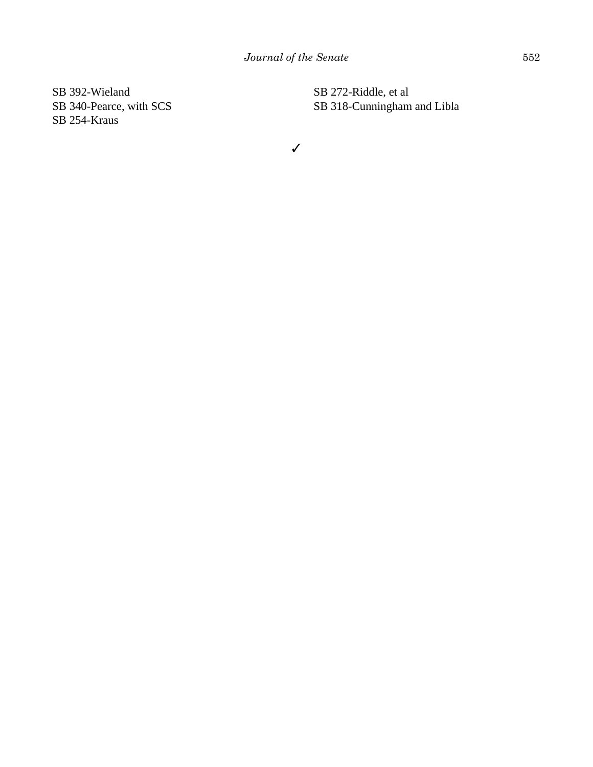SB 392-Wieland
SB 340-Pearce, with SCS
SB 254-Kraus
SB 272-Riddle, et al
SB 318-Cunningham and Libla

✓